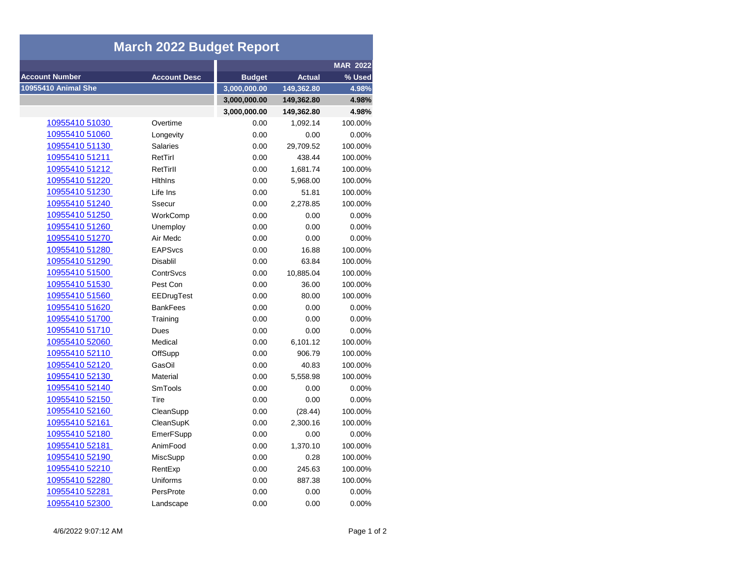# March 2022 Budget Report

| Account Number | Account Desc | Budget | Actual | MAR 2022 % Used |
|---|---|---|---|---|
| **10955410 Animal She** | | **3,000,000.00** | **149,362.80** | **4.98%** |
| | | **3,000,000.00** | **149,362.80** | **4.98%** |
| | | **3,000,000.00** | **149,362.80** | **4.98%** |
| 10955410 51030 | Overtime | 0.00 | 1,092.14 | 100.00% |
| 10955410 51060 | Longevity | 0.00 | 0.00 | 0.00% |
| 10955410 51130 | Salaries | 0.00 | 29,709.52 | 100.00% |
| 10955410 51211 | RetTirI | 0.00 | 438.44 | 100.00% |
| 10955410 51212 | RetTirII | 0.00 | 1,681.74 | 100.00% |
| 10955410 51220 | HlthIns | 0.00 | 5,968.00 | 100.00% |
| 10955410 51230 | Life Ins | 0.00 | 51.81 | 100.00% |
| 10955410 51240 | Ssecur | 0.00 | 2,278.85 | 100.00% |
| 10955410 51250 | WorkComp | 0.00 | 0.00 | 0.00% |
| 10955410 51260 | Unemploy | 0.00 | 0.00 | 0.00% |
| 10955410 51270 | Air Medc | 0.00 | 0.00 | 0.00% |
| 10955410 51280 | EAPSvcs | 0.00 | 16.88 | 100.00% |
| 10955410 51290 | Disablil | 0.00 | 63.84 | 100.00% |
| 10955410 51500 | ContrSvcs | 0.00 | 10,885.04 | 100.00% |
| 10955410 51530 | Pest Con | 0.00 | 36.00 | 100.00% |
| 10955410 51560 | EEDrugTest | 0.00 | 80.00 | 100.00% |
| 10955410 51620 | BankFees | 0.00 | 0.00 | 0.00% |
| 10955410 51700 | Training | 0.00 | 0.00 | 0.00% |
| 10955410 51710 | Dues | 0.00 | 0.00 | 0.00% |
| 10955410 52060 | Medical | 0.00 | 6,101.12 | 100.00% |
| 10955410 52110 | OffSupp | 0.00 | 906.79 | 100.00% |
| 10955410 52120 | GasOil | 0.00 | 40.83 | 100.00% |
| 10955410 52130 | Material | 0.00 | 5,558.98 | 100.00% |
| 10955410 52140 | SmTools | 0.00 | 0.00 | 0.00% |
| 10955410 52150 | Tire | 0.00 | 0.00 | 0.00% |
| 10955410 52160 | CleanSupp | 0.00 | (28.44) | 100.00% |
| 10955410 52161 | CleanSupK | 0.00 | 2,300.16 | 100.00% |
| 10955410 52180 | EmerFSupp | 0.00 | 0.00 | 0.00% |
| 10955410 52181 | AnimFood | 0.00 | 1,370.10 | 100.00% |
| 10955410 52190 | MiscSupp | 0.00 | 0.28 | 100.00% |
| 10955410 52210 | RentExp | 0.00 | 245.63 | 100.00% |
| 10955410 52280 | Uniforms | 0.00 | 887.38 | 100.00% |
| 10955410 52281 | PersProte | 0.00 | 0.00 | 0.00% |
| 10955410 52300 | Landscape | 0.00 | 0.00 | 0.00% |

4/6/2022 9:07:12 AM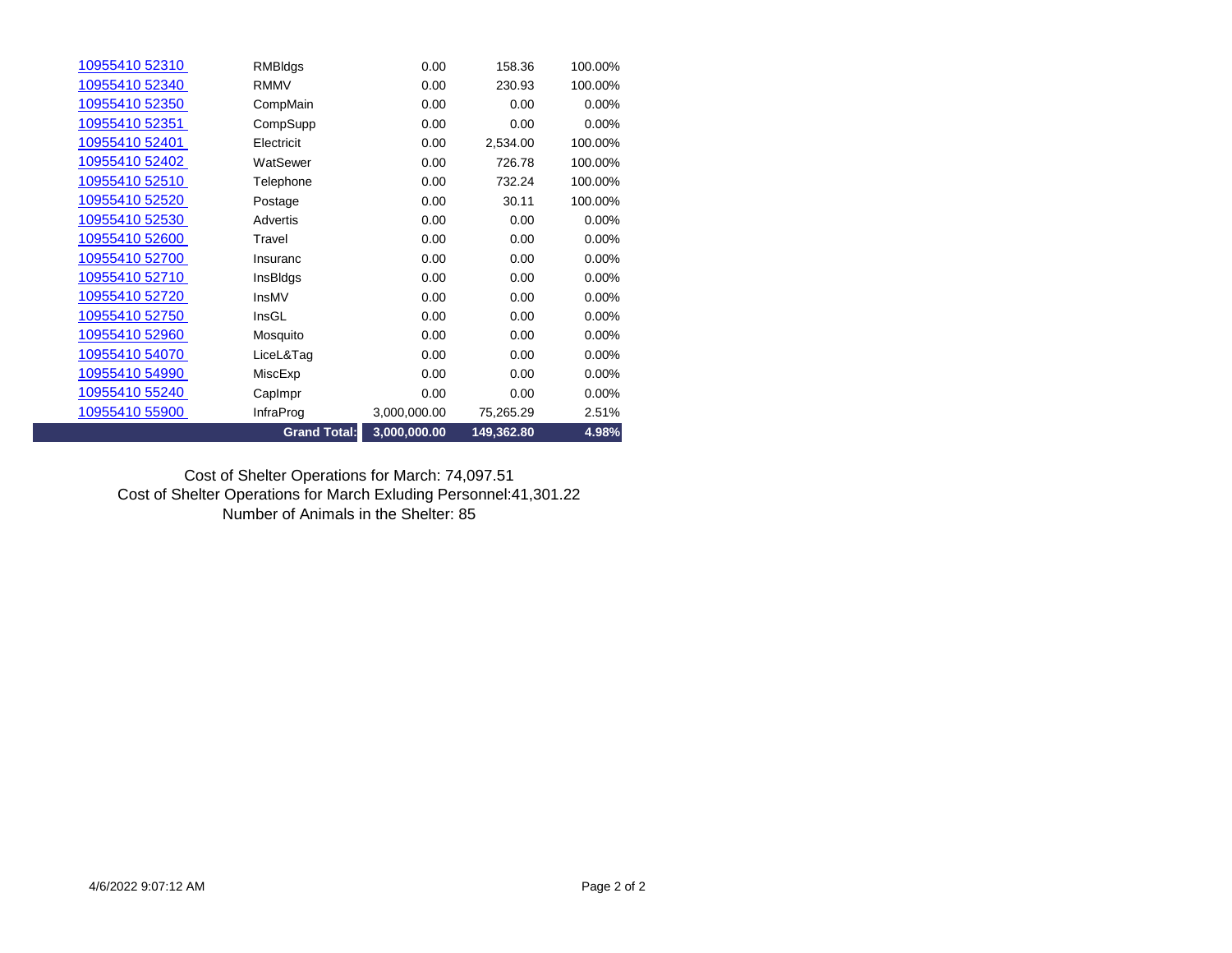| | | | | |
|---|---|---|---|---|
| 10955410 52310 | RMBldgs | 0.00 | 158.36 | 100.00% |
| 10955410 52340 | RMMV | 0.00 | 230.93 | 100.00% |
| 10955410 52350 | CompMain | 0.00 | 0.00 | 0.00% |
| 10955410 52351 | CompSupp | 0.00 | 0.00 | 0.00% |
| 10955410 52401 | Electricit | 0.00 | 2,534.00 | 100.00% |
| 10955410 52402 | WatSewer | 0.00 | 726.78 | 100.00% |
| 10955410 52510 | Telephone | 0.00 | 732.24 | 100.00% |
| 10955410 52520 | Postage | 0.00 | 30.11 | 100.00% |
| 10955410 52530 | Advertis | 0.00 | 0.00 | 0.00% |
| 10955410 52600 | Travel | 0.00 | 0.00 | 0.00% |
| 10955410 52700 | Insuranc | 0.00 | 0.00 | 0.00% |
| 10955410 52710 | InsBldgs | 0.00 | 0.00 | 0.00% |
| 10955410 52720 | InsMV | 0.00 | 0.00 | 0.00% |
| 10955410 52750 | InsGL | 0.00 | 0.00 | 0.00% |
| 10955410 52960 | Mosquito | 0.00 | 0.00 | 0.00% |
| 10955410 54070 | LiceL&Tag | 0.00 | 0.00 | 0.00% |
| 10955410 54990 | MiscExp | 0.00 | 0.00 | 0.00% |
| 10955410 55240 | CapImpr | 0.00 | 0.00 | 0.00% |
| 10955410 55900 | InfraProg | 3,000,000.00 | 75,265.29 | 2.51% |
| | **Grand Total:** | **3,000,000.00** | **149,362.80** | **4.98%** |

Cost of Shelter Operations for March: 74,097.51

Cost of Shelter Operations for March Exluding Personnel:41,301.22

Number of Animals in the Shelter: 85

4/6/2022 9:07:12 AM